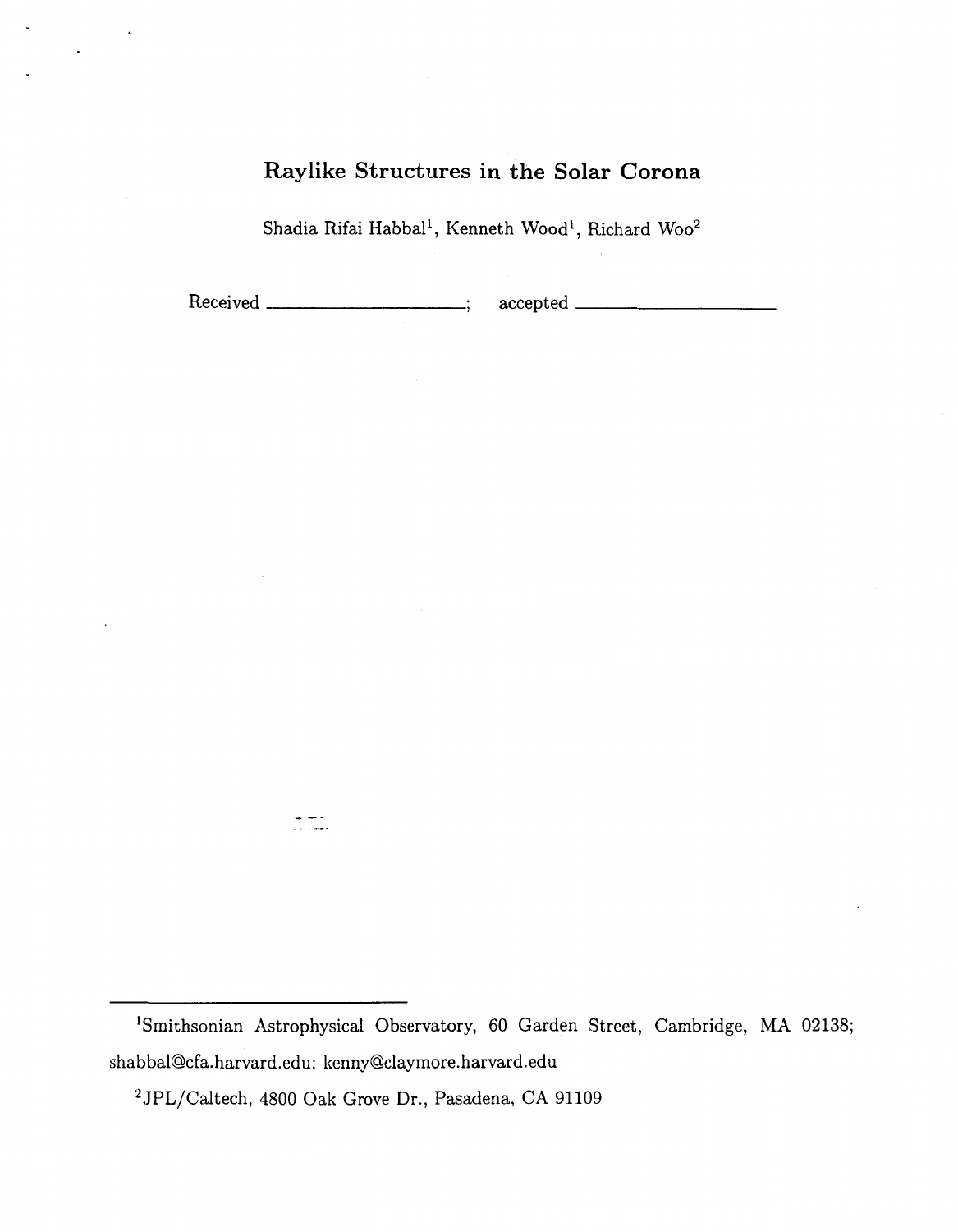# Raylike Structures in the Solar Corona

Shadia Rifai Habbal[1], Kenneth Wood[1], Richard Woo[2]

Received ____________________; accepted ____________________

---

[1]Smithsonian Astrophysical Observatory, 60 Garden Street, Cambridge, MA 02138; shabbal@cfa.harvard.edu; kenny@claymore.harvard.edu

[2]JPL/Caltech, 4800 Oak Grove Dr., Pasadena, CA 91109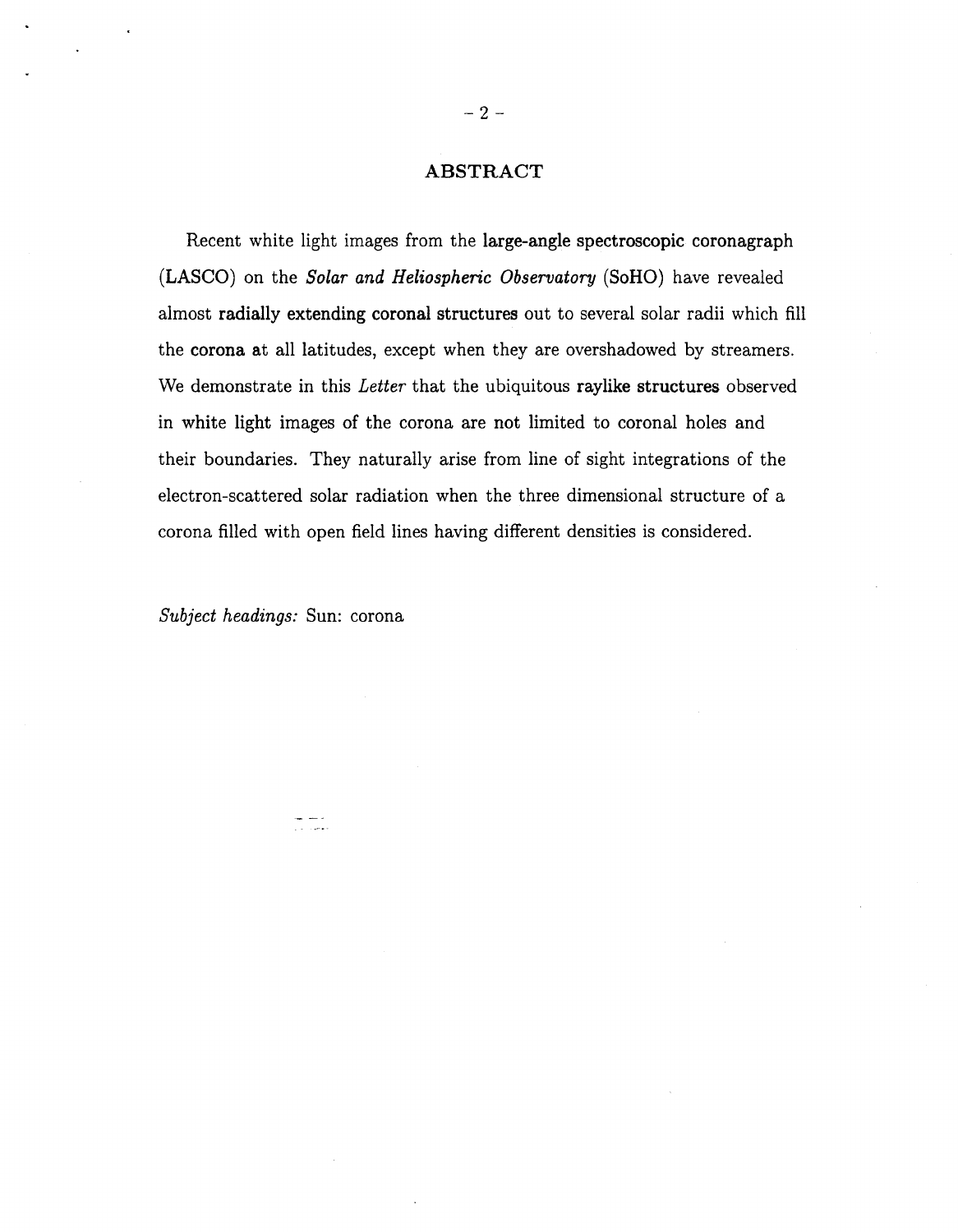## ABSTRACT

Recent white light images from the large-angle spectroscopic coronagraph (LASCO) on the *Solar and Heliospheric Observatory* (SoHO) have revealed almost radially extending coronal structures out to several solar radii which fill the corona at all latitudes, except when they are overshadowed by streamers. We demonstrate in this *Letter* that the ubiquitous raylike structures observed in white light images of the corona are not limited to coronal holes and their boundaries. They naturally arise from line of sight integrations of the electron-scattered solar radiation when the three dimensional structure of a corona filled with open field lines having different densities is considered.

*Subject headings:* Sun: corona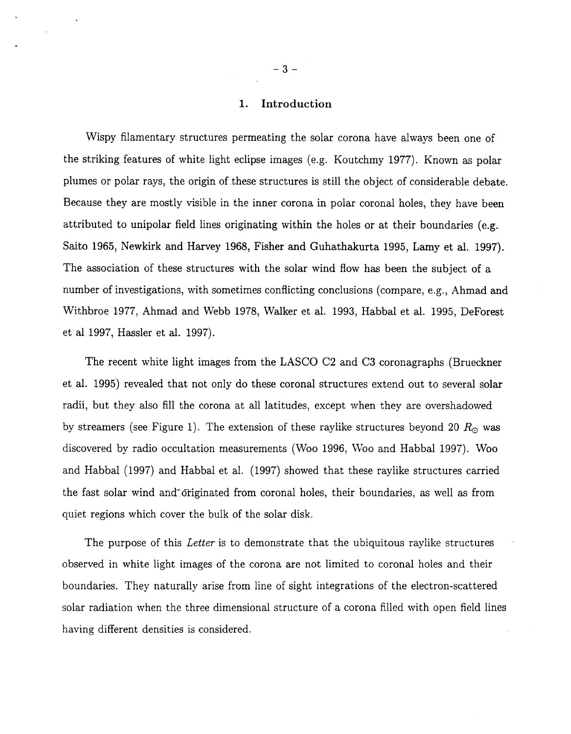## 1. Introduction

Wispy filamentary structures permeating the solar corona have always been one of the striking features of white light eclipse images (e.g. Koutchmy 1977). Known as polar plumes or polar rays, the origin of these structures is still the object of considerable debate. Because they are mostly visible in the inner corona in polar coronal holes, they have been attributed to unipolar field lines originating within the holes or at their boundaries (e.g. Saito 1965, Newkirk and Harvey 1968, Fisher and Guhathakurta 1995, Lamy et al. 1997). The association of these structures with the solar wind flow has been the subject of a number of investigations, with sometimes conflicting conclusions (compare, e.g., Ahmad and Withbroe 1977, Ahmad and Webb 1978, Walker et al. 1993, Habbal et al. 1995, DeForest et al 1997, Hassler et al. 1997).

The recent white light images from the LASCO C2 and C3 coronagraphs (Brueckner et al. 1995) revealed that not only do these coronal structures extend out to several solar radii, but they also fill the corona at all latitudes, except when they are overshadowed by streamers (see Figure 1). The extension of these raylike structures beyond 20 $R_{\odot}$ was discovered by radio occultation measurements (Woo 1996, Woo and Habbal 1997). Woo and Habbal (1997) and Habbal et al. (1997) showed that these raylike structures carried the fast solar wind and originated from coronal holes, their boundaries, as well as from quiet regions which cover the bulk of the solar disk.

The purpose of this *Letter* is to demonstrate that the ubiquitous raylike structures observed in white light images of the corona are not limited to coronal holes and their boundaries. They naturally arise from line of sight integrations of the electron-scattered solar radiation when the three dimensional structure of a corona filled with open field lines having different densities is considered.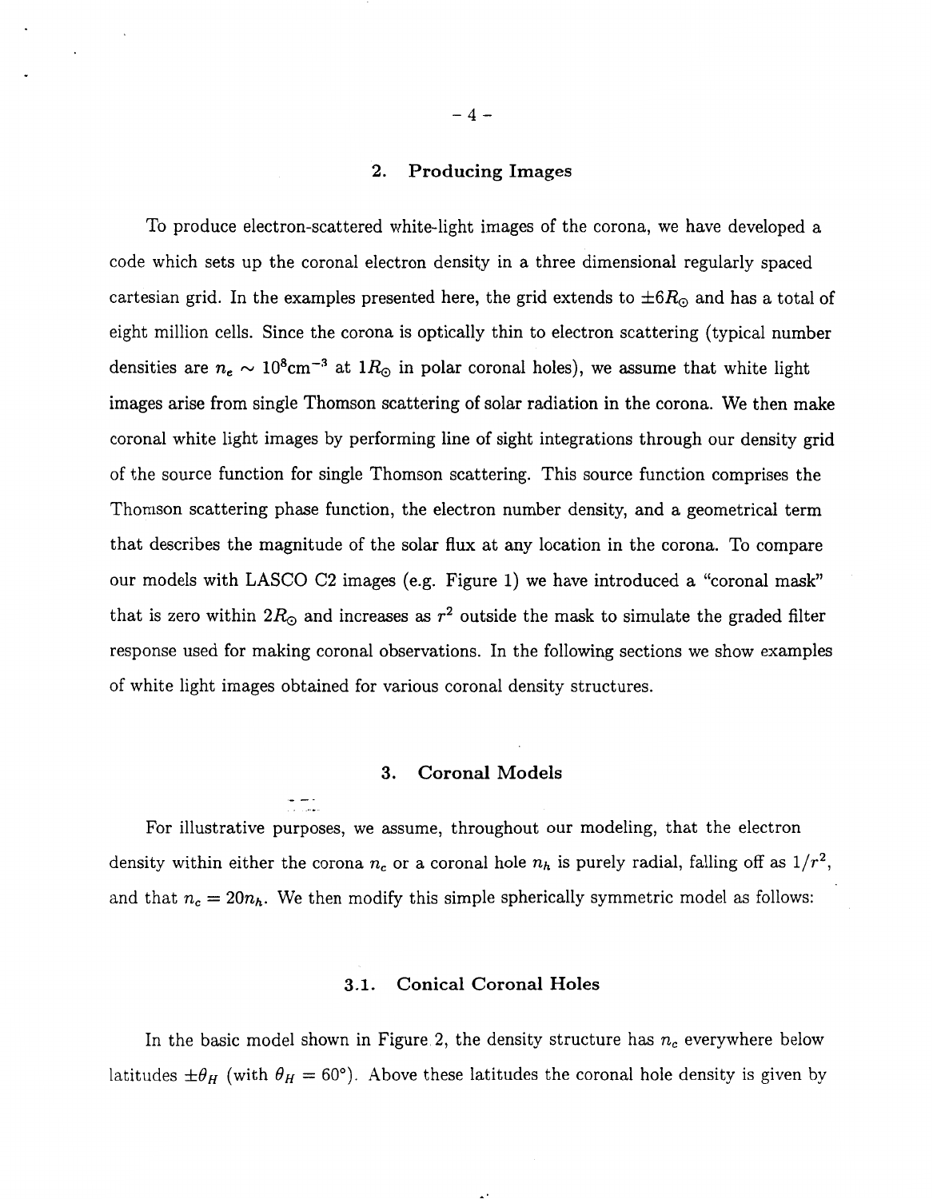## 2. Producing Images

To produce electron-scattered white-light images of the corona, we have developed a code which sets up the coronal electron density in a three dimensional regularly spaced cartesian grid. In the examples presented here, the grid extends to $\pm 6R_\odot$ and has a total of eight million cells. Since the corona is optically thin to electron scattering (typical number densities are $n_e \sim 10^8 \mathrm{cm}^{-3}$ at $1R_\odot$ in polar coronal holes), we assume that white light images arise from single Thomson scattering of solar radiation in the corona. We then make coronal white light images by performing line of sight integrations through our density grid of the source function for single Thomson scattering. This source function comprises the Thomson scattering phase function, the electron number density, and a geometrical term that describes the magnitude of the solar flux at any location in the corona. To compare our models with LASCO C2 images (e.g. Figure 1) we have introduced a "coronal mask" that is zero within $2R_\odot$ and increases as $r^2$ outside the mask to simulate the graded filter response used for making coronal observations. In the following sections we show examples of white light images obtained for various coronal density structures.

## 3. Coronal Models

For illustrative purposes, we assume, throughout our modeling, that the electron density within either the corona $n_c$ or a coronal hole $n_h$ is purely radial, falling off as $1/r^2$, and that $n_c = 20n_h$. We then modify this simple spherically symmetric model as follows:

### 3.1. Conical Coronal Holes

In the basic model shown in Figure 2, the density structure has $n_c$ everywhere below latitudes $\pm\theta_H$ (with $\theta_H = 60°$). Above these latitudes the coronal hole density is given by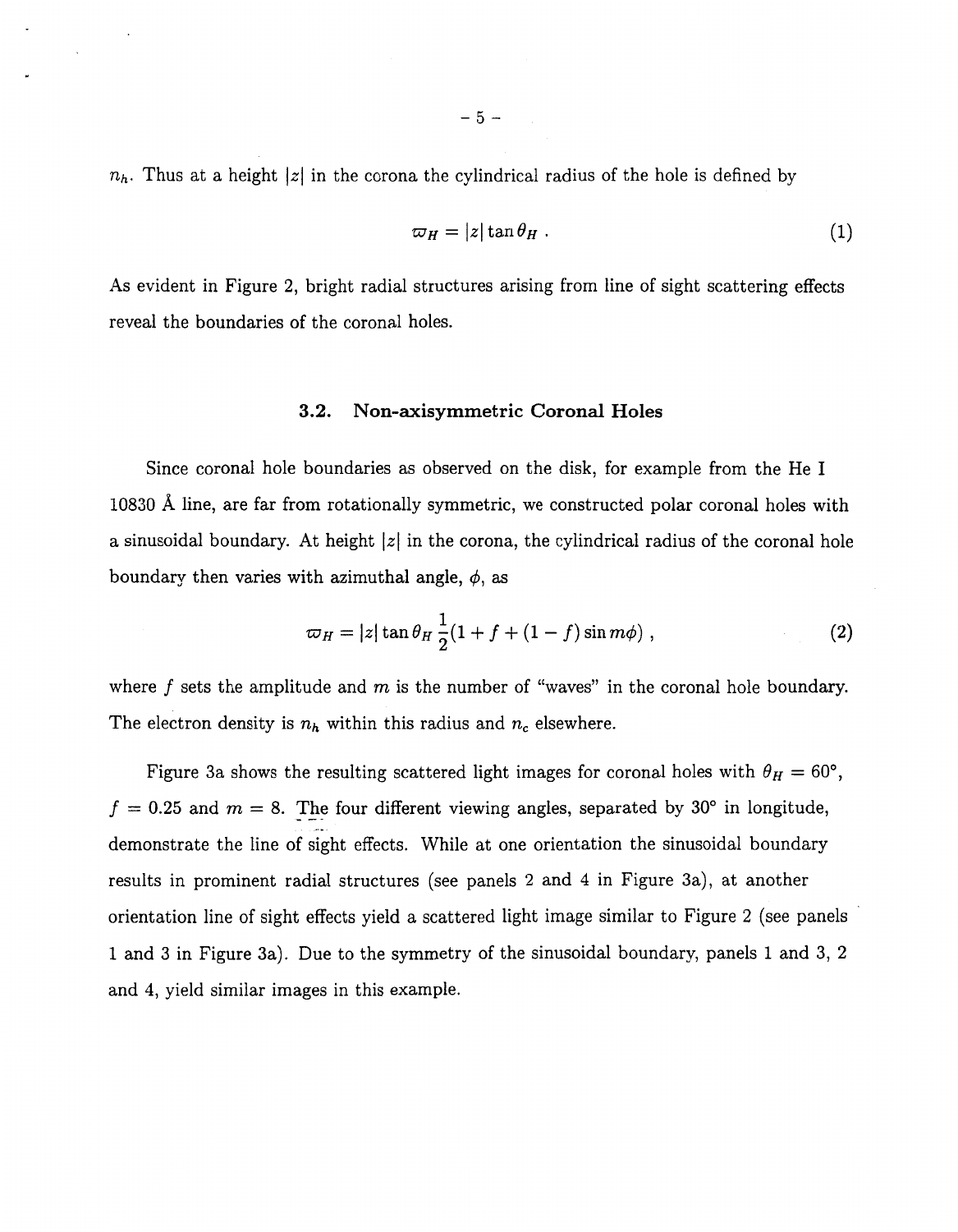$n_h$. Thus at a height $|z|$ in the corona the cylindrical radius of the hole is defined by

$$\varpi_H = |z| \tan \theta_H \ . \tag{1}$$

As evident in Figure 2, bright radial structures arising from line of sight scattering effects reveal the boundaries of the coronal holes.

### 3.2. Non-axisymmetric Coronal Holes

Since coronal hole boundaries as observed on the disk, for example from the He I 10830 Å line, are far from rotationally symmetric, we constructed polar coronal holes with a sinusoidal boundary. At height $|z|$ in the corona, the cylindrical radius of the coronal hole boundary then varies with azimuthal angle, $\phi$, as

$$\varpi_H = |z| \tan \theta_H \frac{1}{2}(1 + f + (1 - f) \sin m\phi) \ , \tag{2}$$

where $f$ sets the amplitude and $m$ is the number of "waves" in the coronal hole boundary. The electron density is $n_h$ within this radius and $n_c$ elsewhere.

Figure 3a shows the resulting scattered light images for coronal holes with $\theta_H = 60°$, $f = 0.25$ and $m = 8$. The four different viewing angles, separated by 30° in longitude, demonstrate the line of sight effects. While at one orientation the sinusoidal boundary results in prominent radial structures (see panels 2 and 4 in Figure 3a), at another orientation line of sight effects yield a scattered light image similar to Figure 2 (see panels 1 and 3 in Figure 3a). Due to the symmetry of the sinusoidal boundary, panels 1 and 3, 2 and 4, yield similar images in this example.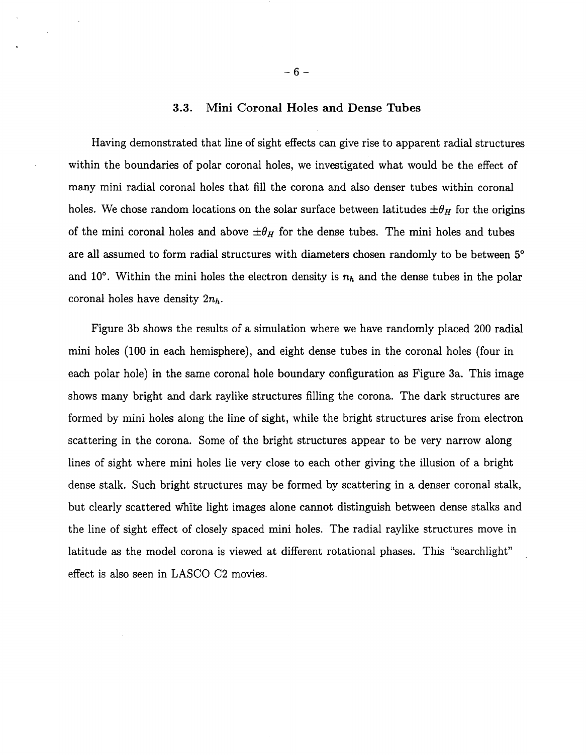### 3.3. Mini Coronal Holes and Dense Tubes

Having demonstrated that line of sight effects can give rise to apparent radial structures within the boundaries of polar coronal holes, we investigated what would be the effect of many mini radial coronal holes that fill the corona and also denser tubes within coronal holes. We chose random locations on the solar surface between latitudes $\pm\theta_H$ for the origins of the mini coronal holes and above $\pm\theta_H$ for the dense tubes. The mini holes and tubes are all assumed to form radial structures with diameters chosen randomly to be between 5° and 10°. Within the mini holes the electron density is $n_h$ and the dense tubes in the polar coronal holes have density $2n_h$.

Figure 3b shows the results of a simulation where we have randomly placed 200 radial mini holes (100 in each hemisphere), and eight dense tubes in the coronal holes (four in each polar hole) in the same coronal hole boundary configuration as Figure 3a. This image shows many bright and dark raylike structures filling the corona. The dark structures are formed by mini holes along the line of sight, while the bright structures arise from electron scattering in the corona. Some of the bright structures appear to be very narrow along lines of sight where mini holes lie very close to each other giving the illusion of a bright dense stalk. Such bright structures may be formed by scattering in a denser coronal stalk, but clearly scattered white light images alone cannot distinguish between dense stalks and the line of sight effect of closely spaced mini holes. The radial raylike structures move in latitude as the model corona is viewed at different rotational phases. This "searchlight" effect is also seen in LASCO C2 movies.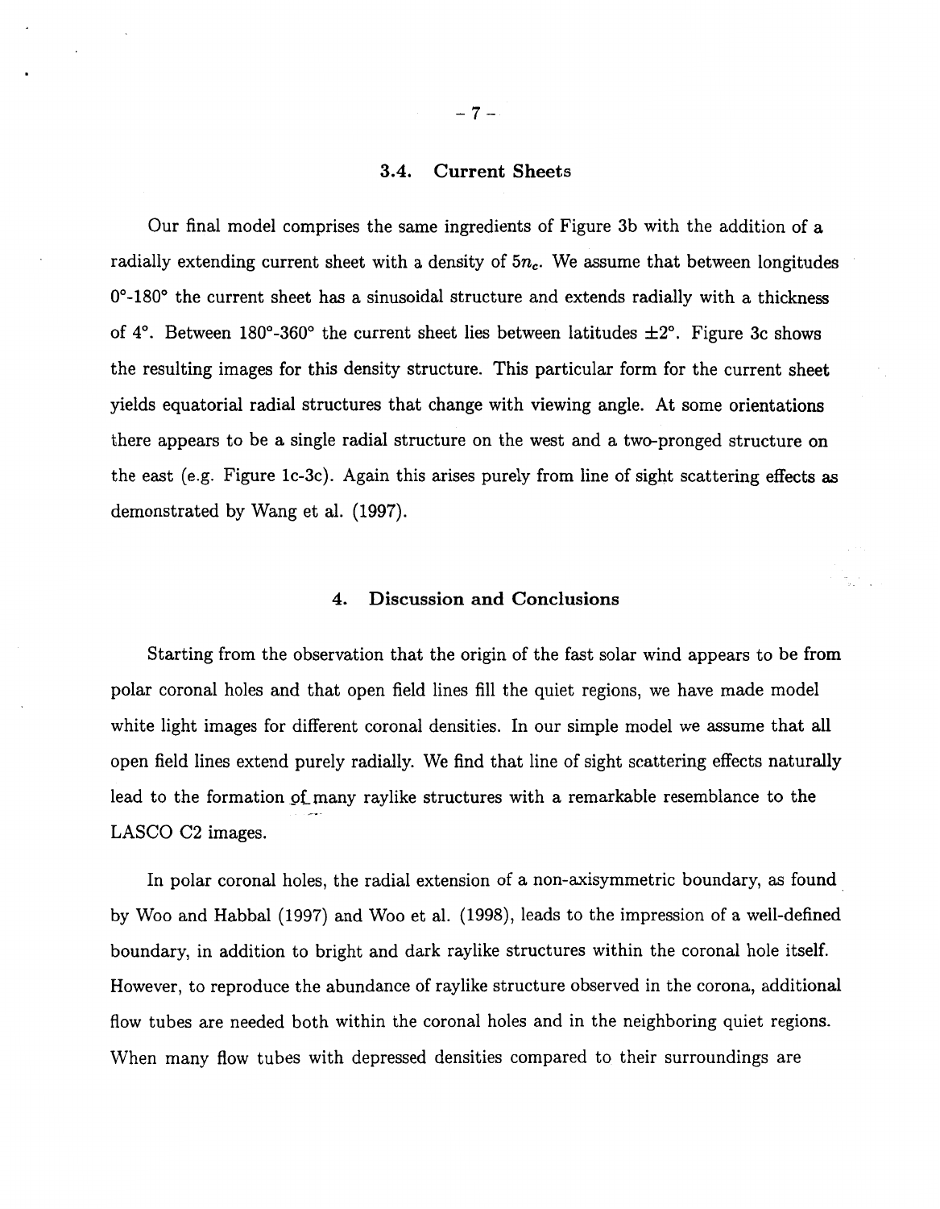### 3.4. Current Sheets

Our final model comprises the same ingredients of Figure 3b with the addition of a radially extending current sheet with a density of $5n_c$. We assume that between longitudes 0°-180° the current sheet has a sinusoidal structure and extends radially with a thickness of 4°. Between 180°-360° the current sheet lies between latitudes ±2°. Figure 3c shows the resulting images for this density structure. This particular form for the current sheet yields equatorial radial structures that change with viewing angle. At some orientations there appears to be a single radial structure on the west and a two-pronged structure on the east (e.g. Figure 1c-3c). Again this arises purely from line of sight scattering effects as demonstrated by Wang et al. (1997).

## 4. Discussion and Conclusions

Starting from the observation that the origin of the fast solar wind appears to be from polar coronal holes and that open field lines fill the quiet regions, we have made model white light images for different coronal densities. In our simple model we assume that all open field lines extend purely radially. We find that line of sight scattering effects naturally lead to the formation of many raylike structures with a remarkable resemblance to the LASCO C2 images.

In polar coronal holes, the radial extension of a non-axisymmetric boundary, as found by Woo and Habbal (1997) and Woo et al. (1998), leads to the impression of a well-defined boundary, in addition to bright and dark raylike structures within the coronal hole itself. However, to reproduce the abundance of raylike structure observed in the corona, additional flow tubes are needed both within the coronal holes and in the neighboring quiet regions. When many flow tubes with depressed densities compared to their surroundings are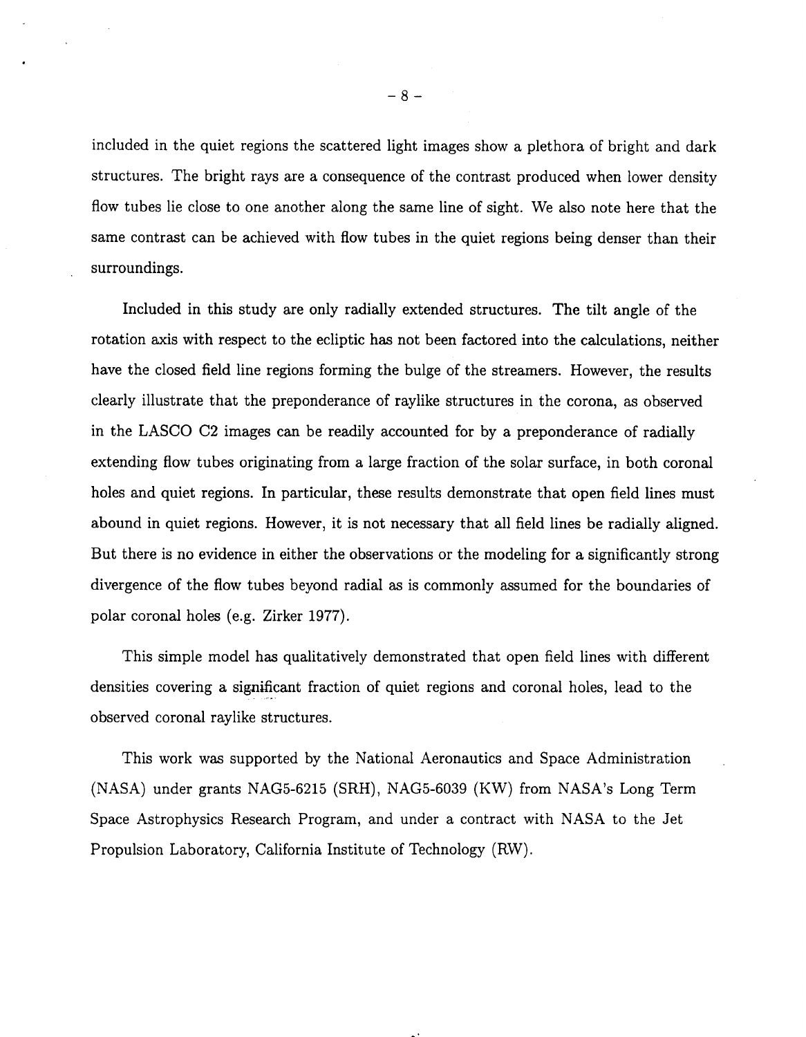included in the quiet regions the scattered light images show a plethora of bright and dark structures. The bright rays are a consequence of the contrast produced when lower density flow tubes lie close to one another along the same line of sight. We also note here that the same contrast can be achieved with flow tubes in the quiet regions being denser than their surroundings.

Included in this study are only radially extended structures. The tilt angle of the rotation axis with respect to the ecliptic has not been factored into the calculations, neither have the closed field line regions forming the bulge of the streamers. However, the results clearly illustrate that the preponderance of raylike structures in the corona, as observed in the LASCO C2 images can be readily accounted for by a preponderance of radially extending flow tubes originating from a large fraction of the solar surface, in both coronal holes and quiet regions. In particular, these results demonstrate that open field lines must abound in quiet regions. However, it is not necessary that all field lines be radially aligned. But there is no evidence in either the observations or the modeling for a significantly strong divergence of the flow tubes beyond radial as is commonly assumed for the boundaries of polar coronal holes (e.g. Zirker 1977).

This simple model has qualitatively demonstrated that open field lines with different densities covering a significant fraction of quiet regions and coronal holes, lead to the observed coronal raylike structures.

This work was supported by the National Aeronautics and Space Administration (NASA) under grants NAG5-6215 (SRH), NAG5-6039 (KW) from NASA's Long Term Space Astrophysics Research Program, and under a contract with NASA to the Jet Propulsion Laboratory, California Institute of Technology (RW).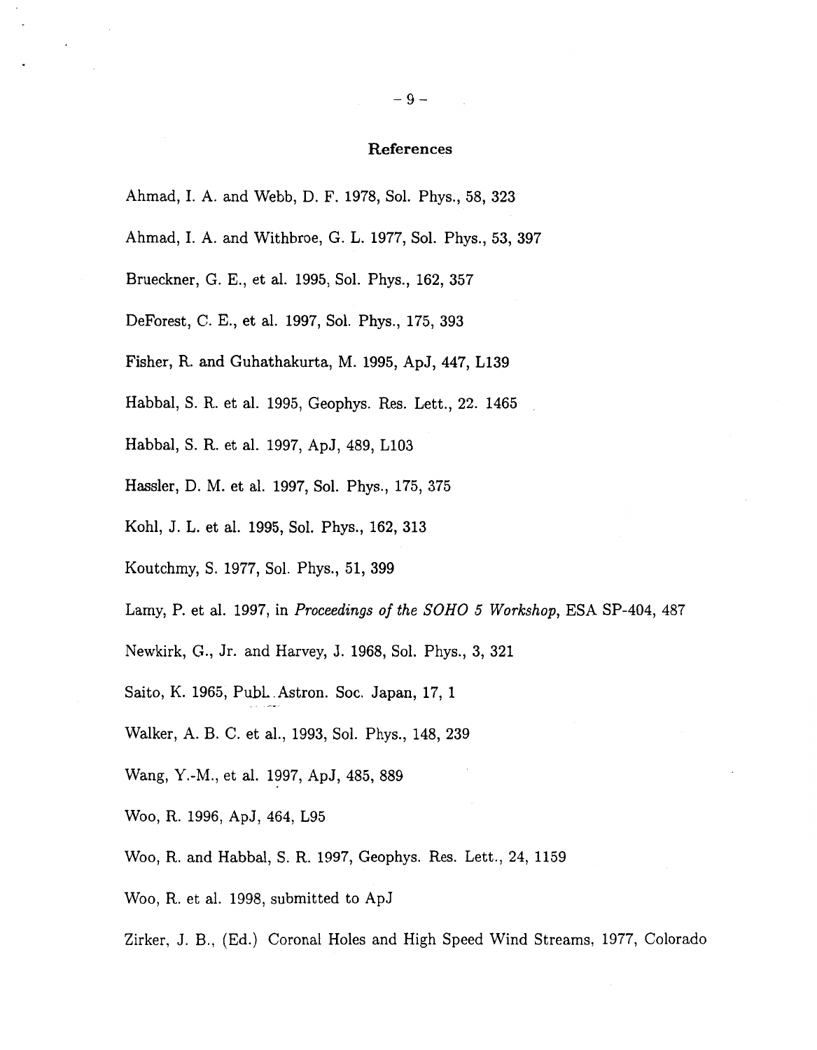# References

Ahmad, I. A. and Webb, D. F. 1978, Sol. Phys., 58, 323

Ahmad, I. A. and Withbroe, G. L. 1977, Sol. Phys., 53, 397

Brueckner, G. E., et al. 1995, Sol. Phys., 162, 357

DeForest, C. E., et al. 1997, Sol. Phys., 175, 393

Fisher, R. and Guhathakurta, M. 1995, ApJ, 447, L139

Habbal, S. R. et al. 1995, Geophys. Res. Lett., 22. 1465

Habbal, S. R. et al. 1997, ApJ, 489, L103

Hassler, D. M. et al. 1997, Sol. Phys., 175, 375

Kohl, J. L. et al. 1995, Sol. Phys., 162, 313

Koutchmy, S. 1977, Sol. Phys., 51, 399

Lamy, P. et al. 1997, in *Proceedings of the SOHO 5 Workshop*, ESA SP-404, 487

Newkirk, G., Jr. and Harvey, J. 1968, Sol. Phys., 3, 321

Saito, K. 1965, Publ. Astron. Soc. Japan, 17, 1

Walker, A. B. C. et al., 1993, Sol. Phys., 148, 239

Wang, Y.-M., et al. 1997, ApJ, 485, 889

Woo, R. 1996, ApJ, 464, L95

Woo, R. and Habbal, S. R. 1997, Geophys. Res. Lett., 24, 1159

Woo, R. et al. 1998, submitted to ApJ

Zirker, J. B., (Ed.) Coronal Holes and High Speed Wind Streams, 1977, Colorado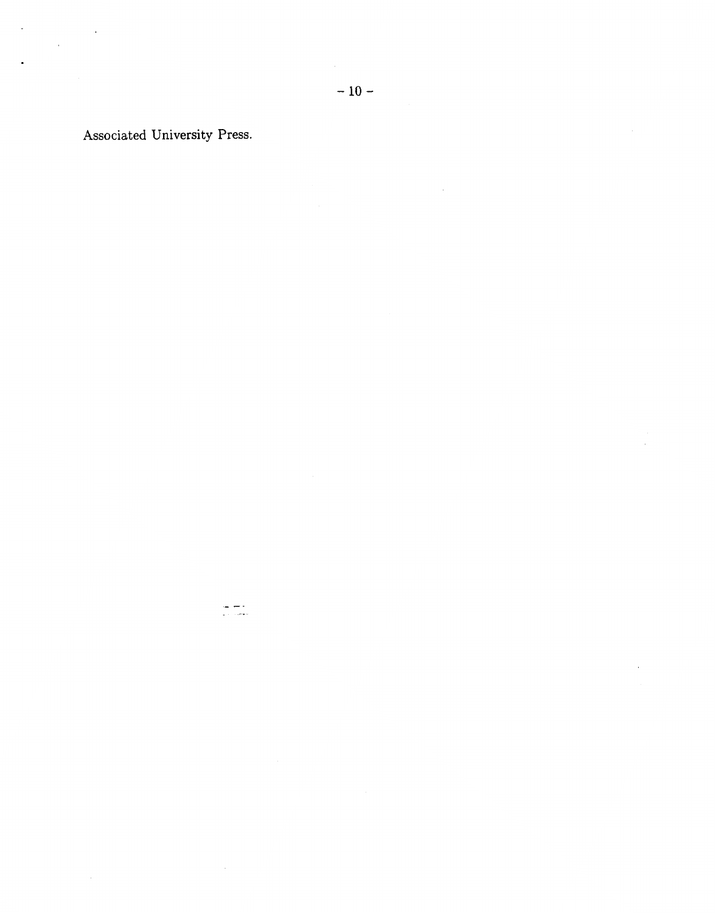Associated University Press.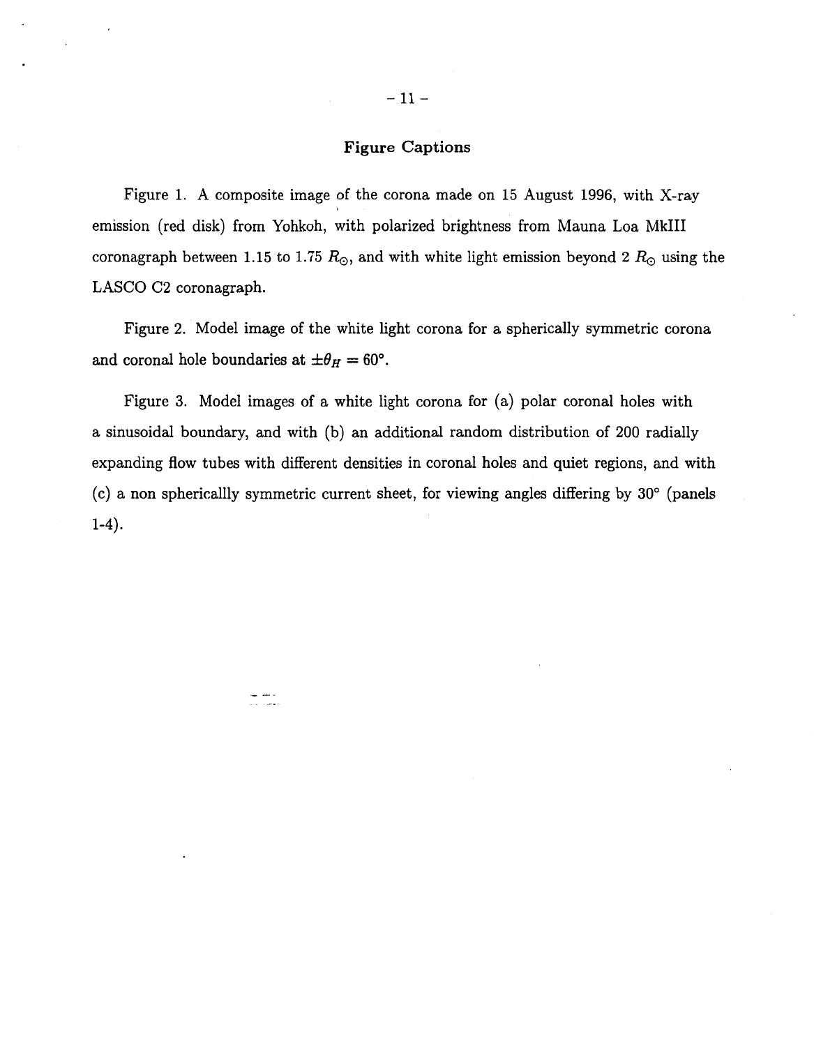## Figure Captions

Figure 1. A composite image of the corona made on 15 August 1996, with X-ray emission (red disk) from Yohkoh, with polarized brightness from Mauna Loa MkIII coronagraph between 1.15 to 1.75 $R_{\odot}$, and with white light emission beyond 2 $R_{\odot}$ using the LASCO C2 coronagraph.

Figure 2. Model image of the white light corona for a spherically symmetric corona and coronal hole boundaries at $\pm\theta_H = 60°$.

Figure 3. Model images of a white light corona for (a) polar coronal holes with a sinusoidal boundary, and with (b) an additional random distribution of 200 radially expanding flow tubes with different densities in coronal holes and quiet regions, and with (c) a non sphericallly symmetric current sheet, for viewing angles differing by 30° (panels 1-4).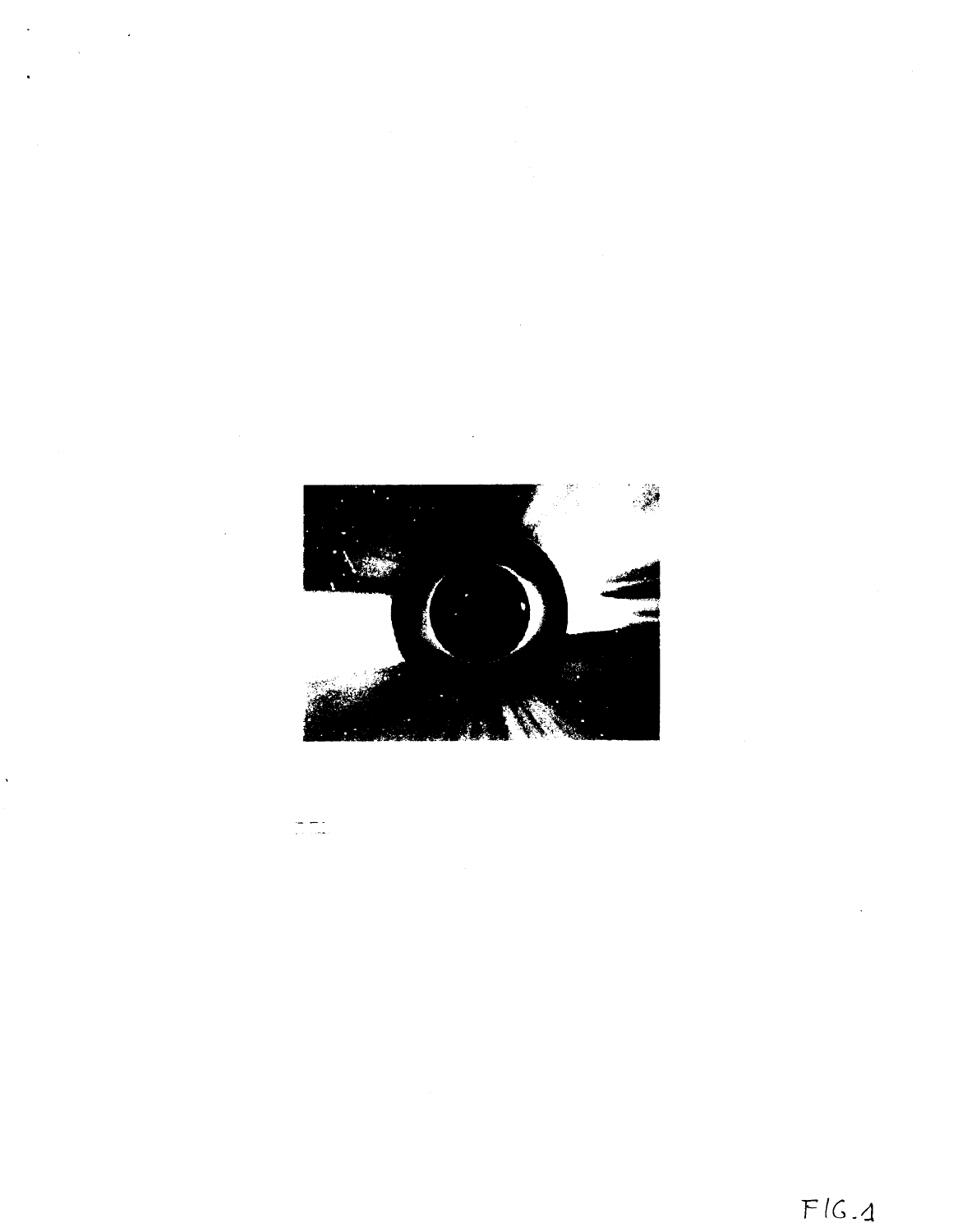FIG. 1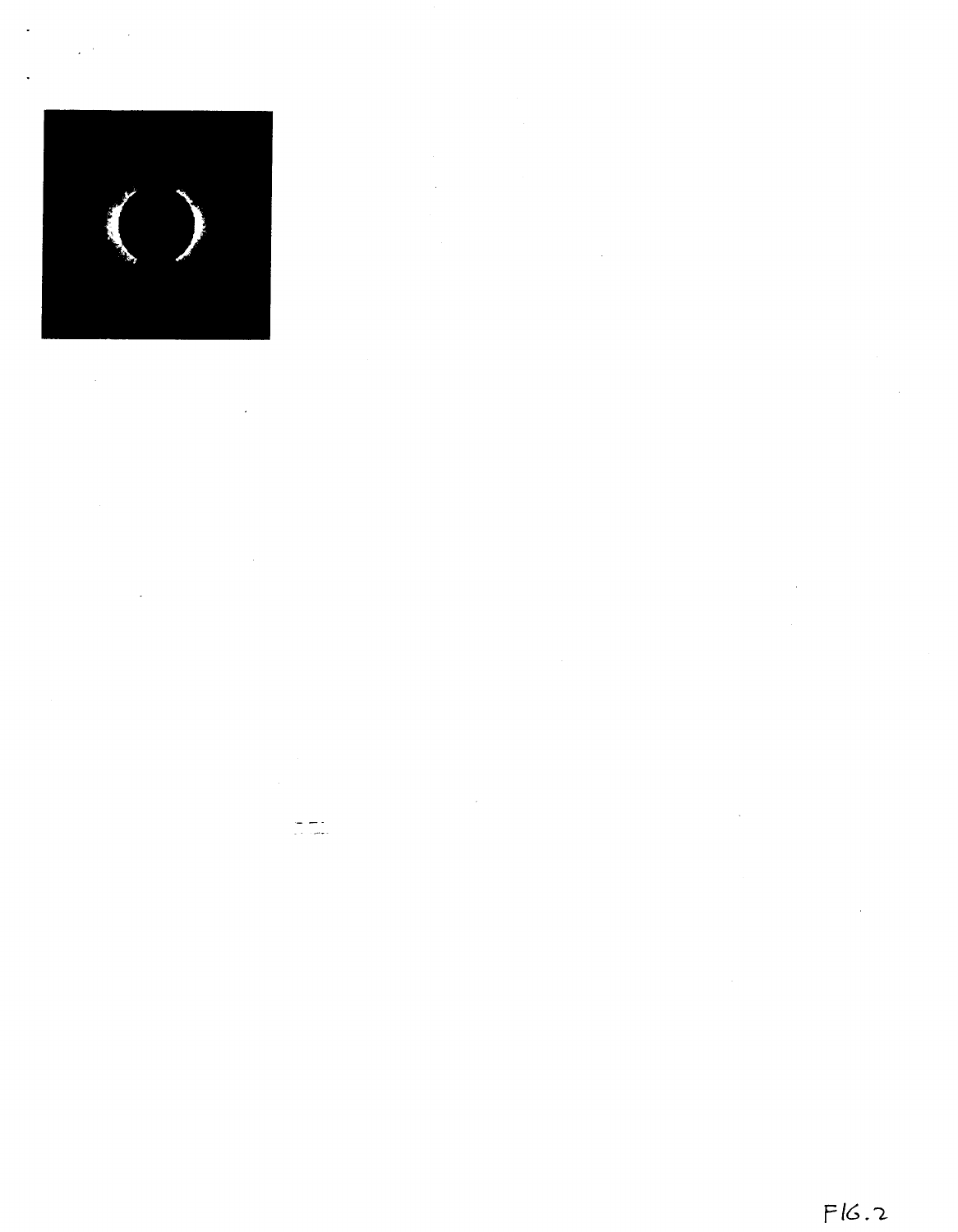FIG. 2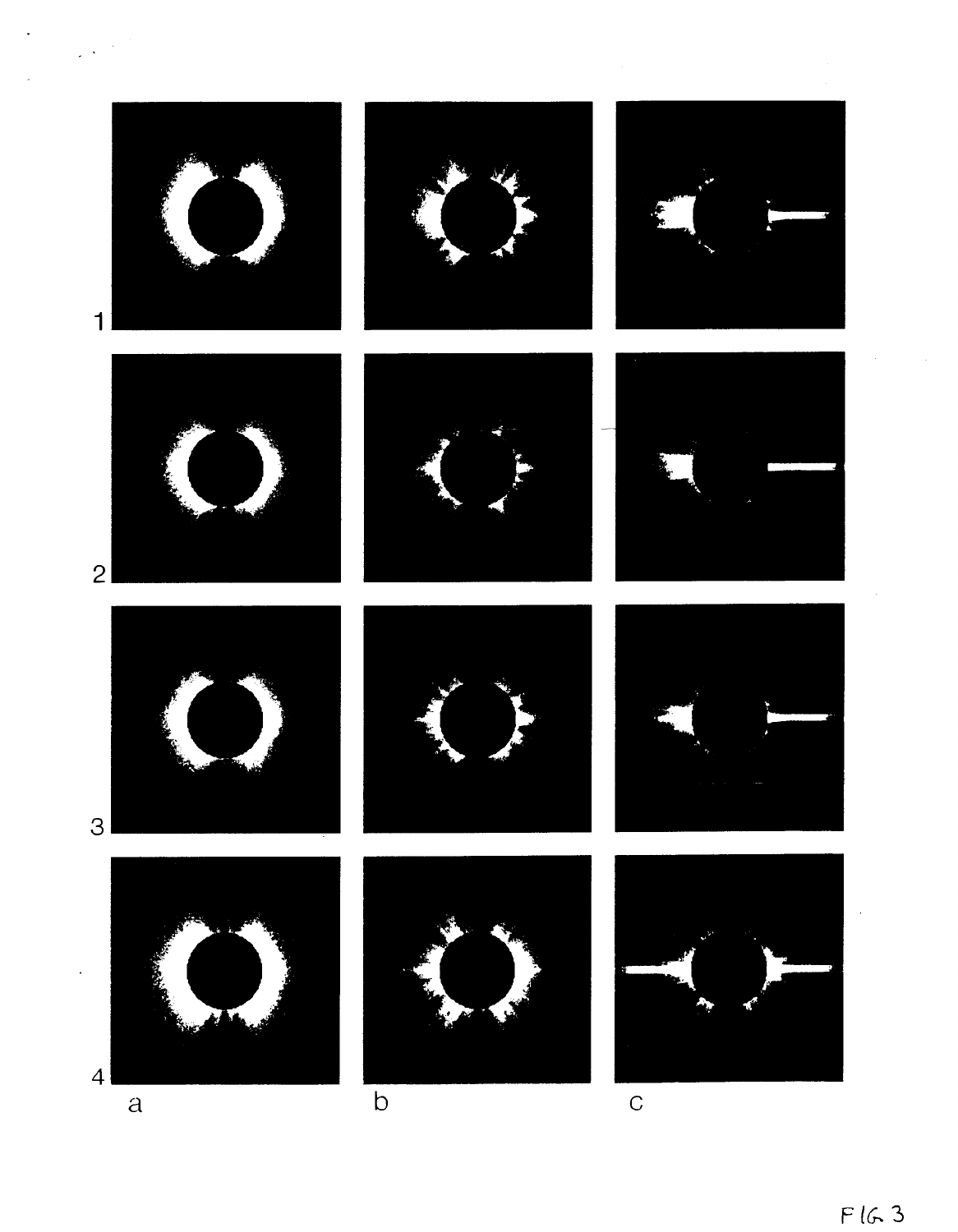1

2

3

4

a

b

c

FIG 3